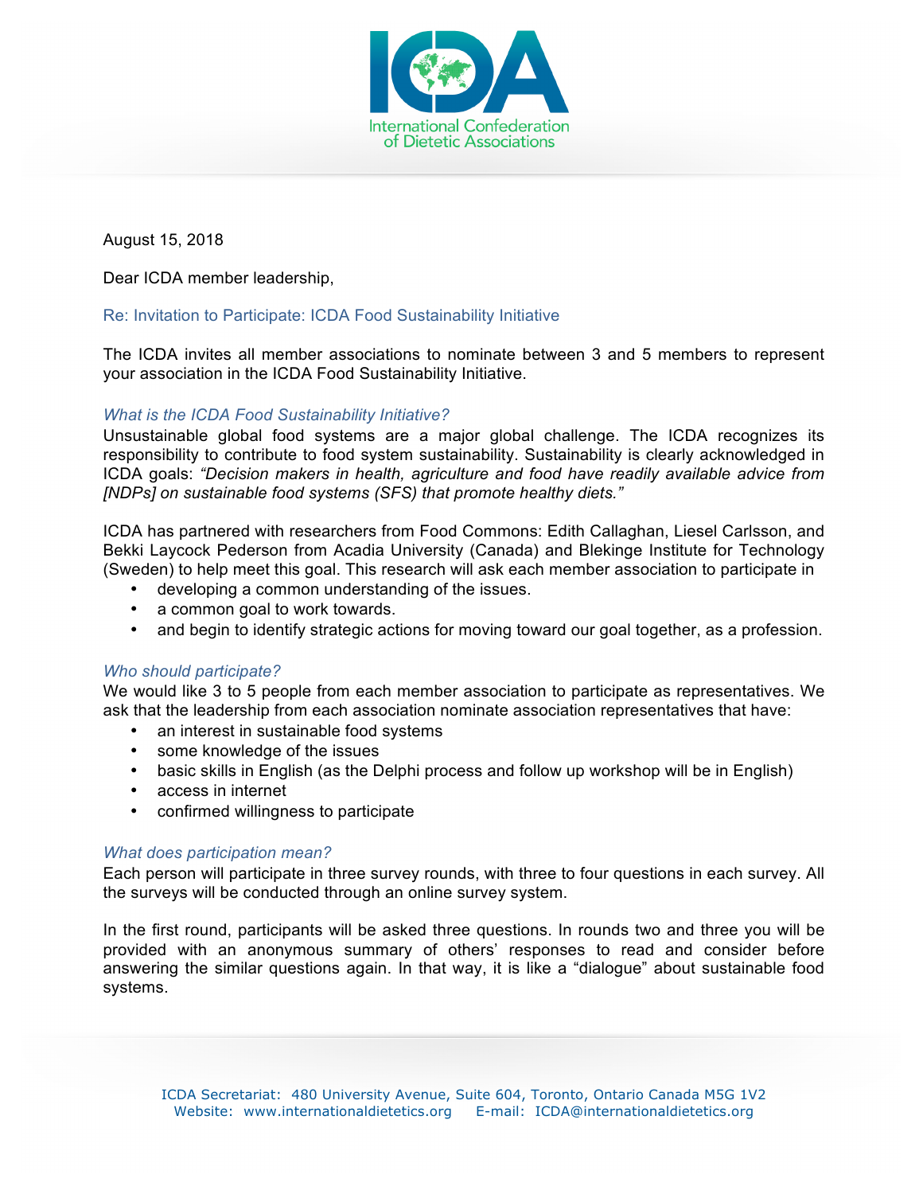August 15, 2018

Dear ICDA member leadership,

Re: Invitation to Participate: ICDA Food Sustainability Initiative

The ICDA invites all member associations to nominate between 3 and 5 members to represent your association in the ICDA Food Sustainability Initiative.

*What is the ICDA Food Sustainability Initiative?*

Unsustainable global food systems are a major global challenge. The ICDA recognizes its responsibility to contribute to food system sustainability. Sustainability is clearly acknowledged in ICDA goals: *"Decision makers in health, agriculture and food have readily available advice from [NDPs] on sustainable food systems (SFS) that promote healthy diets."*

ICDA has partnered with researchers from Food Commons: Edith Callaghan, Liesel Carlsson, and Bekki Laycock Pederson from Acadia University (Canada) and Blekinge Institute for Technology (Sweden) to help meet this goal. This research will ask each member association to participate in

- developing a common understanding of the issues.
- a common goal to work towards.
- and begin to identify strategic actions for moving toward our goal together, as a profession.

*Who should participate?*

We would like 3 to 5 people from each member association to participate as representatives. We ask that the leadership from each association nominate association representatives that have:

- an interest in sustainable food systems
- some knowledge of the issues
- basic skills in English (as the Delphi process and follow up workshop will be in English)
- access in internet
- confirmed willingness to participate

*What does participation mean?*

Each person will participate in three survey rounds, with three to four questions in each survey. All the surveys will be conducted through an online survey system.

In the first round, participants will be asked three questions. In rounds two and three you will be provided with an anonymous summary of others' responses to read and consider before answering the similar questions again. In that way, it is like a "dialogue" about sustainable food systems.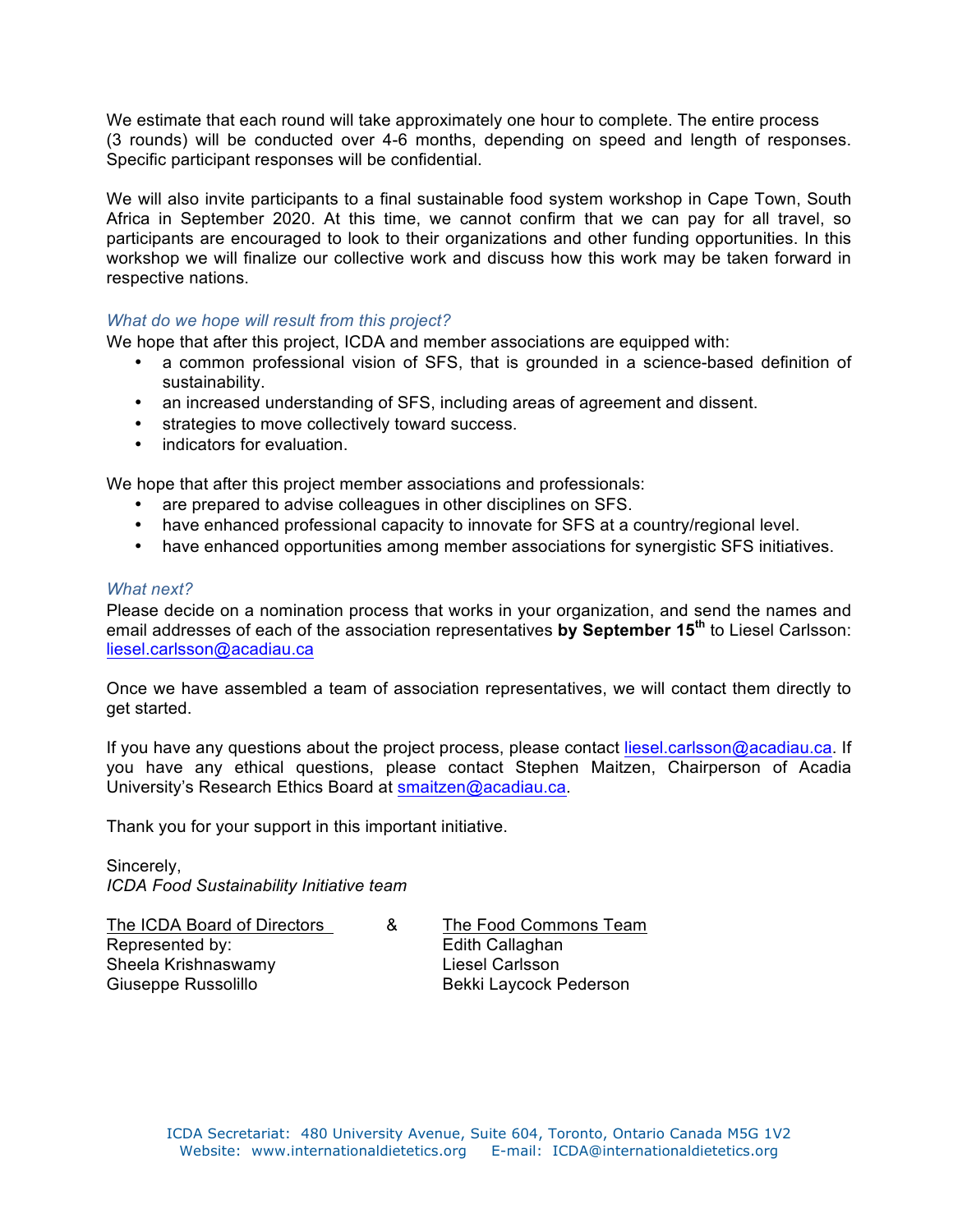We estimate that each round will take approximately one hour to complete. The entire process (3 rounds) will be conducted over 4-6 months, depending on speed and length of responses. Specific participant responses will be confidential.

We will also invite participants to a final sustainable food system workshop in Cape Town, South Africa in September 2020. At this time, we cannot confirm that we can pay for all travel, so participants are encouraged to look to their organizations and other funding opportunities. In this workshop we will finalize our collective work and discuss how this work may be taken forward in respective nations.

### *What do we hope will result from this project?*

We hope that after this project, ICDA and member associations are equipped with:

- a common professional vision of SFS, that is grounded in a science-based definition of sustainability.
- an increased understanding of SFS, including areas of agreement and dissent.
- strategies to move collectively toward success.
- indicators for evaluation.

We hope that after this project member associations and professionals:

- are prepared to advise colleagues in other disciplines on SFS.
- have enhanced professional capacity to innovate for SFS at a country/regional level.
- have enhanced opportunities among member associations for synergistic SFS initiatives.

### *What next?*

Please decide on a nomination process that works in your organization, and send the names and email addresses of each of the association representatives **by September 15th** to Liesel Carlsson: liesel.carlsson@acadiau.ca

Once we have assembled a team of association representatives, we will contact them directly to get started.

If you have any questions about the project process, please contact liesel.carlsson@acadiau.ca. If you have any ethical questions, please contact Stephen Maitzen, Chairperson of Acadia University's Research Ethics Board at smaitzen@acadiau.ca.

Thank you for your support in this important initiative.

Sincerely,
*ICDA Food Sustainability Initiative team*

| | | |
|---|---|---|
| The ICDA Board of Directors | & | The Food Commons Team |
| Represented by: | | Edith Callaghan |
| Sheela Krishnaswamy | | Liesel Carlsson |
| Giuseppe Russolillo | | Bekki Laycock Pederson |

ICDA Secretariat: 480 University Avenue, Suite 604, Toronto, Ontario Canada M5G 1V2
Website: www.internationaldietetics.org E-mail: ICDA@internationaldietetics.org